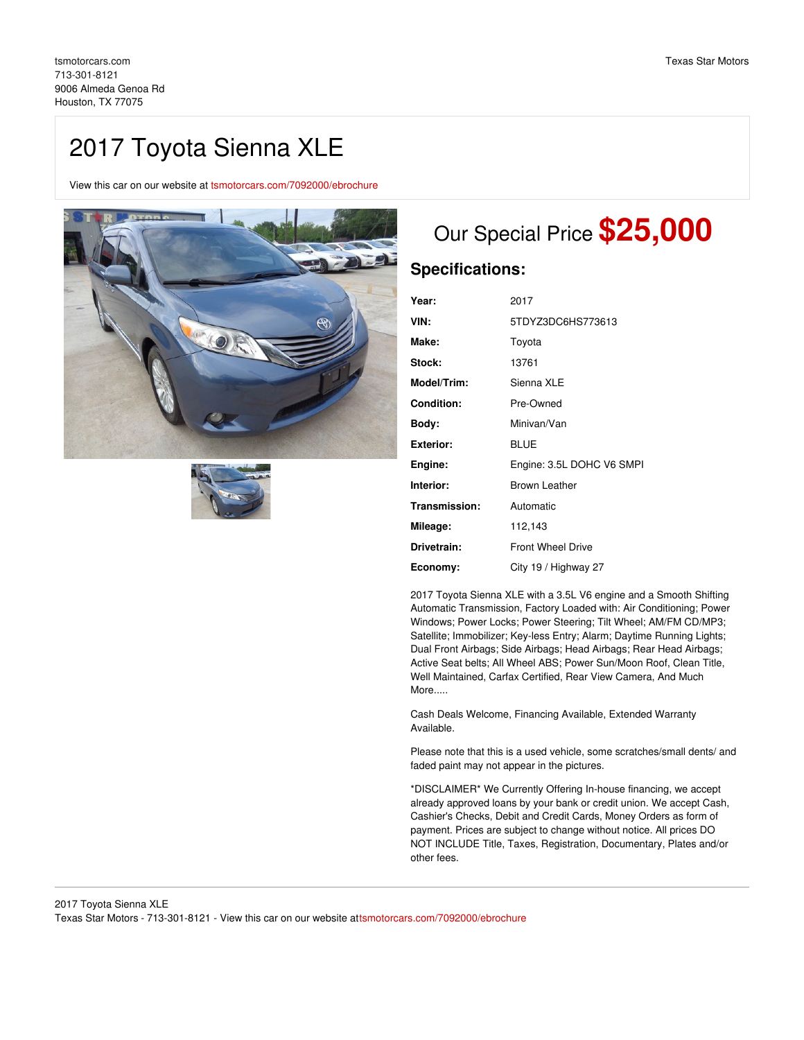tsmotorcars.com
713-301-8121
9006 Almeda Genoa Rd
Houston, TX 77075

Texas Star Motors

# 2017 Toyota Sienna XLE

View this car on our website at tsmotorcars.com/7092000/ebrochure

## Our Special Price **$25,000**

### Specifications:

| | |
|---|---|
| **Year:** | 2017 |
| **VIN:** | 5TDYZ3DC6HS773613 |
| **Make:** | Toyota |
| **Stock:** | 13761 |
| **Model/Trim:** | Sienna XLE |
| **Condition:** | Pre-Owned |
| **Body:** | Minivan/Van |
| **Exterior:** | BLUE |
| **Engine:** | Engine: 3.5L DOHC V6 SMPI |
| **Interior:** | Brown Leather |
| **Transmission:** | Automatic |
| **Mileage:** | 112,143 |
| **Drivetrain:** | Front Wheel Drive |
| **Economy:** | City 19 / Highway 27 |

2017 Toyota Sienna XLE with a 3.5L V6 engine and a Smooth Shifting Automatic Transmission, Factory Loaded with: Air Conditioning; Power Windows; Power Locks; Power Steering; Tilt Wheel; AM/FM CD/MP3; Satellite; Immobilizer; Key-less Entry; Alarm; Daytime Running Lights; Dual Front Airbags; Side Airbags; Head Airbags; Rear Head Airbags; Active Seat belts; All Wheel ABS; Power Sun/Moon Roof, Clean Title, Well Maintained, Carfax Certified, Rear View Camera, And Much More.....

Cash Deals Welcome, Financing Available, Extended Warranty Available.

Please note that this is a used vehicle, some scratches/small dents/ and faded paint may not appear in the pictures.

*DISCLAIMER* We Currently Offering In-house financing, we accept already approved loans by your bank or credit union. We accept Cash, Cashier's Checks, Debit and Credit Cards, Money Orders as form of payment. Prices are subject to change without notice. All prices DO NOT INCLUDE Title, Taxes, Registration, Documentary, Plates and/or other fees.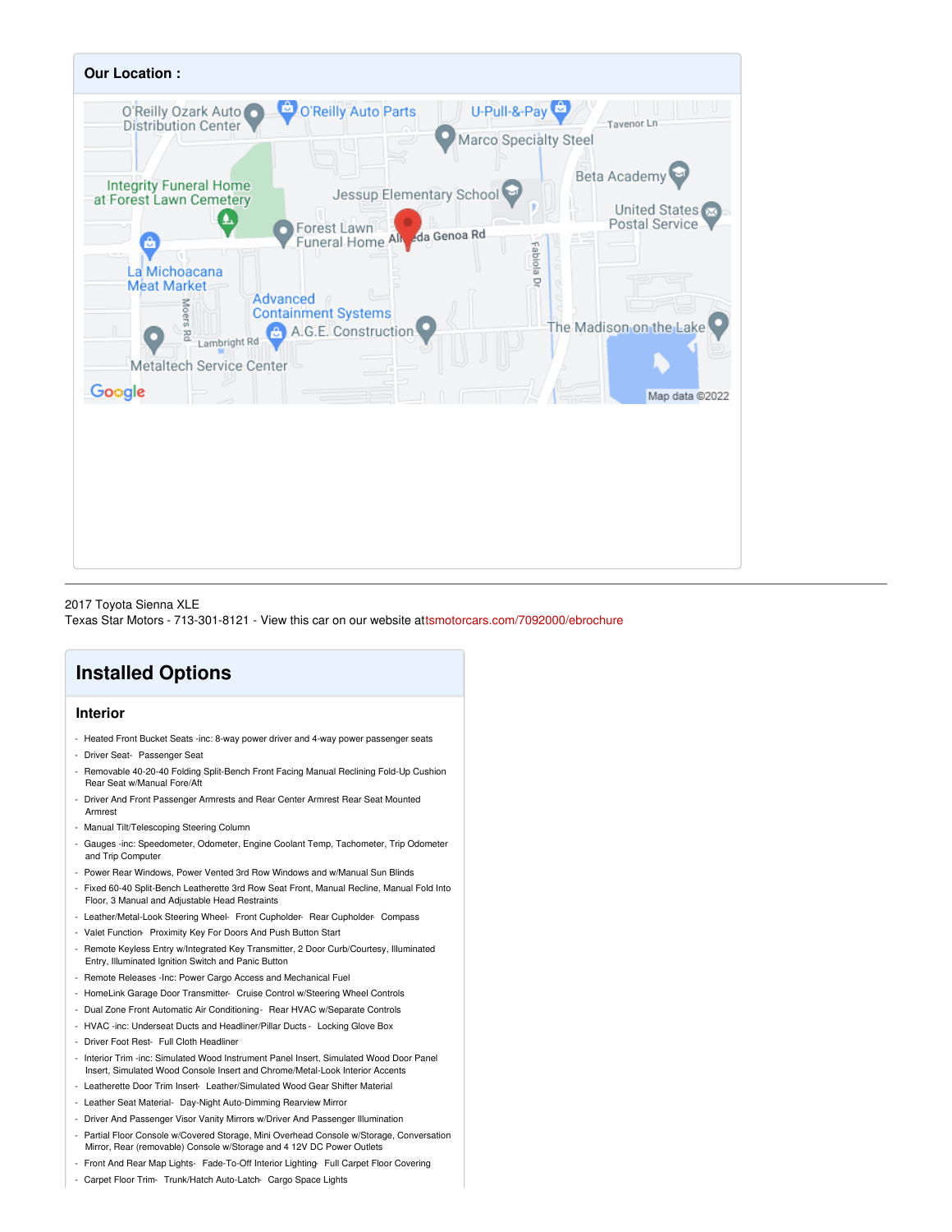## Our Location :

2017 Toyota Sienna XLE
Texas Star Motors - 713-301-8121 - View this car on our website attsmotorcars.com/7092000/ebrochure

# Installed Options

### Interior

- Heated Front Bucket Seats -inc: 8-way power driver and 4-way power passenger seats
- Driver Seat- Passenger Seat
- Removable 40-20-40 Folding Split-Bench Front Facing Manual Reclining Fold-Up Cushion Rear Seat w/Manual Fore/Aft
- Driver And Front Passenger Armrests and Rear Center Armrest Rear Seat Mounted Armrest
- Manual Tilt/Telescoping Steering Column
- Gauges -inc: Speedometer, Odometer, Engine Coolant Temp, Tachometer, Trip Odometer and Trip Computer
- Power Rear Windows, Power Vented 3rd Row Windows and w/Manual Sun Blinds
- Fixed 60-40 Split-Bench Leatherette 3rd Row Seat Front, Manual Recline, Manual Fold Into Floor, 3 Manual and Adjustable Head Restraints
- Leather/Metal-Look Steering Wheel- Front Cupholder- Rear Cupholder- Compass
- Valet Function- Proximity Key For Doors And Push Button Start
- Remote Keyless Entry w/Integrated Key Transmitter, 2 Door Curb/Courtesy, Illuminated Entry, Illuminated Ignition Switch and Panic Button
- Remote Releases -Inc: Power Cargo Access and Mechanical Fuel
- HomeLink Garage Door Transmitter- Cruise Control w/Steering Wheel Controls
- Dual Zone Front Automatic Air Conditioning- Rear HVAC w/Separate Controls
- HVAC -inc: Underseat Ducts and Headliner/Pillar Ducts - Locking Glove Box
- Driver Foot Rest- Full Cloth Headliner
- Interior Trim -inc: Simulated Wood Instrument Panel Insert, Simulated Wood Door Panel Insert, Simulated Wood Console Insert and Chrome/Metal-Look Interior Accents
- Leatherette Door Trim Insert- Leather/Simulated Wood Gear Shifter Material
- Leather Seat Material- Day-Night Auto-Dimming Rearview Mirror
- Driver And Passenger Visor Vanity Mirrors w/Driver And Passenger Illumination
- Partial Floor Console w/Covered Storage, Mini Overhead Console w/Storage, Conversation Mirror, Rear (removable) Console w/Storage and 4 12V DC Power Outlets
- Front And Rear Map Lights- Fade-To-Off Interior Lighting- Full Carpet Floor Covering
- Carpet Floor Trim- Trunk/Hatch Auto-Latch- Cargo Space Lights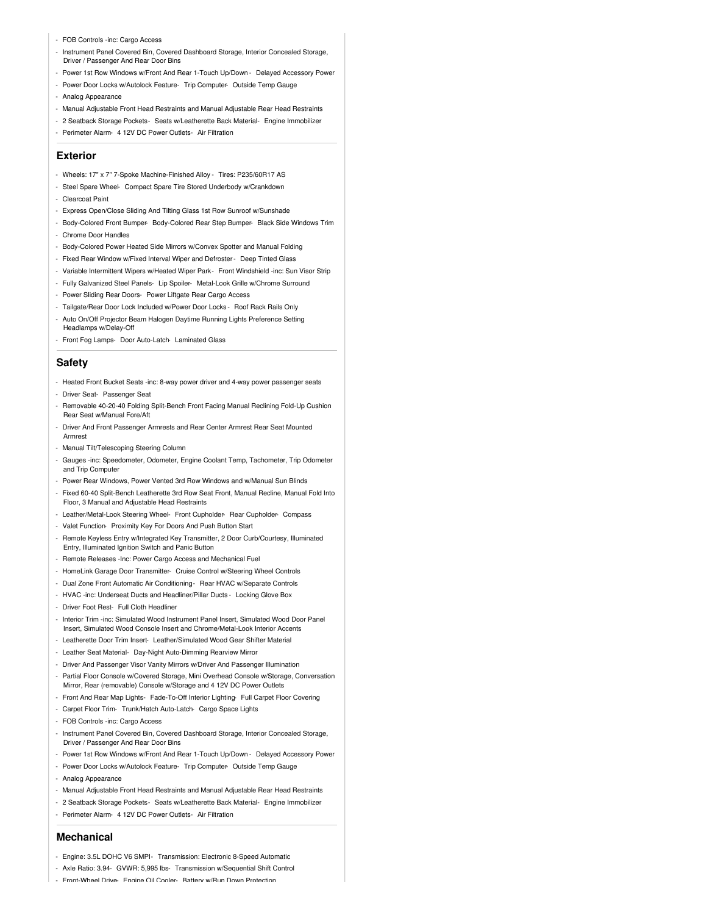- FOB Controls -inc: Cargo Access
- Instrument Panel Covered Bin, Covered Dashboard Storage, Interior Concealed Storage, Driver / Passenger And Rear Door Bins
- Power 1st Row Windows w/Front And Rear 1-Touch Up/Down - Delayed Accessory Power
- Power Door Locks w/Autolock Feature- Trip Computer- Outside Temp Gauge
- Analog Appearance
- Manual Adjustable Front Head Restraints and Manual Adjustable Rear Head Restraints
- 2 Seatback Storage Pockets- Seats w/Leatherette Back Material- Engine Immobilizer
- Perimeter Alarm- 4 12V DC Power Outlets- Air Filtration

## Exterior

- Wheels: 17" x 7" 7-Spoke Machine-Finished Alloy - Tires: P235/60R17 AS
- Steel Spare Wheel- Compact Spare Tire Stored Underbody w/Crankdown
- Clearcoat Paint
- Express Open/Close Sliding And Tilting Glass 1st Row Sunroof w/Sunshade
- Body-Colored Front Bumper- Body-Colored Rear Step Bumper- Black Side Windows Trim
- Chrome Door Handles
- Body-Colored Power Heated Side Mirrors w/Convex Spotter and Manual Folding
- Fixed Rear Window w/Fixed Interval Wiper and Defroster - Deep Tinted Glass
- Variable Intermittent Wipers w/Heated Wiper Park - Front Windshield -inc: Sun Visor Strip
- Fully Galvanized Steel Panels- Lip Spoiler- Metal-Look Grille w/Chrome Surround
- Power Sliding Rear Doors- Power Liftgate Rear Cargo Access
- Tailgate/Rear Door Lock Included w/Power Door Locks - Roof Rack Rails Only
- Auto On/Off Projector Beam Halogen Daytime Running Lights Preference Setting Headlamps w/Delay-Off
- Front Fog Lamps- Door Auto-Latch- Laminated Glass

## Safety

- Heated Front Bucket Seats -inc: 8-way power driver and 4-way power passenger seats
- Driver Seat- Passenger Seat
- Removable 40-20-40 Folding Split-Bench Front Facing Manual Reclining Fold-Up Cushion Rear Seat w/Manual Fore/Aft
- Driver And Front Passenger Armrests and Rear Center Armrest Rear Seat Mounted Armrest
- Manual Tilt/Telescoping Steering Column
- Gauges -inc: Speedometer, Odometer, Engine Coolant Temp, Tachometer, Trip Odometer and Trip Computer
- Power Rear Windows, Power Vented 3rd Row Windows and w/Manual Sun Blinds
- Fixed 60-40 Split-Bench Leatherette 3rd Row Seat Front, Manual Recline, Manual Fold Into Floor, 3 Manual and Adjustable Head Restraints
- Leather/Metal-Look Steering Wheel- Front Cupholder- Rear Cupholder- Compass
- Valet Function- Proximity Key For Doors And Push Button Start
- Remote Keyless Entry w/Integrated Key Transmitter, 2 Door Curb/Courtesy, Illuminated Entry, Illuminated Ignition Switch and Panic Button
- Remote Releases -Inc: Power Cargo Access and Mechanical Fuel
- HomeLink Garage Door Transmitter- Cruise Control w/Steering Wheel Controls
- Dual Zone Front Automatic Air Conditioning - Rear HVAC w/Separate Controls
- HVAC -inc: Underseat Ducts and Headliner/Pillar Ducts - Locking Glove Box
- Driver Foot Rest- Full Cloth Headliner
- Interior Trim -inc: Simulated Wood Instrument Panel Insert, Simulated Wood Door Panel Insert, Simulated Wood Console Insert and Chrome/Metal-Look Interior Accents
- Leatherette Door Trim Insert- Leather/Simulated Wood Gear Shifter Material
- Leather Seat Material- Day-Night Auto-Dimming Rearview Mirror
- Driver And Passenger Visor Vanity Mirrors w/Driver And Passenger Illumination
- Partial Floor Console w/Covered Storage, Mini Overhead Console w/Storage, Conversation Mirror, Rear (removable) Console w/Storage and 4 12V DC Power Outlets
- Front And Rear Map Lights- Fade-To-Off Interior Lighting- Full Carpet Floor Covering
- Carpet Floor Trim- Trunk/Hatch Auto-Latch- Cargo Space Lights
- FOB Controls -inc: Cargo Access
- Instrument Panel Covered Bin, Covered Dashboard Storage, Interior Concealed Storage, Driver / Passenger And Rear Door Bins
- Power 1st Row Windows w/Front And Rear 1-Touch Up/Down - Delayed Accessory Power
- Power Door Locks w/Autolock Feature- Trip Computer- Outside Temp Gauge
- Analog Appearance
- Manual Adjustable Front Head Restraints and Manual Adjustable Rear Head Restraints
- 2 Seatback Storage Pockets- Seats w/Leatherette Back Material- Engine Immobilizer
- Perimeter Alarm- 4 12V DC Power Outlets- Air Filtration

## Mechanical

- Engine: 3.5L DOHC V6 SMPI- Transmission: Electronic 8-Speed Automatic
- Axle Ratio: 3.94- GVWR: 5,995 lbs- Transmission w/Sequential Shift Control
- Front-Wheel Drive- Engine Oil Cooler- Battery w/Run Down Protection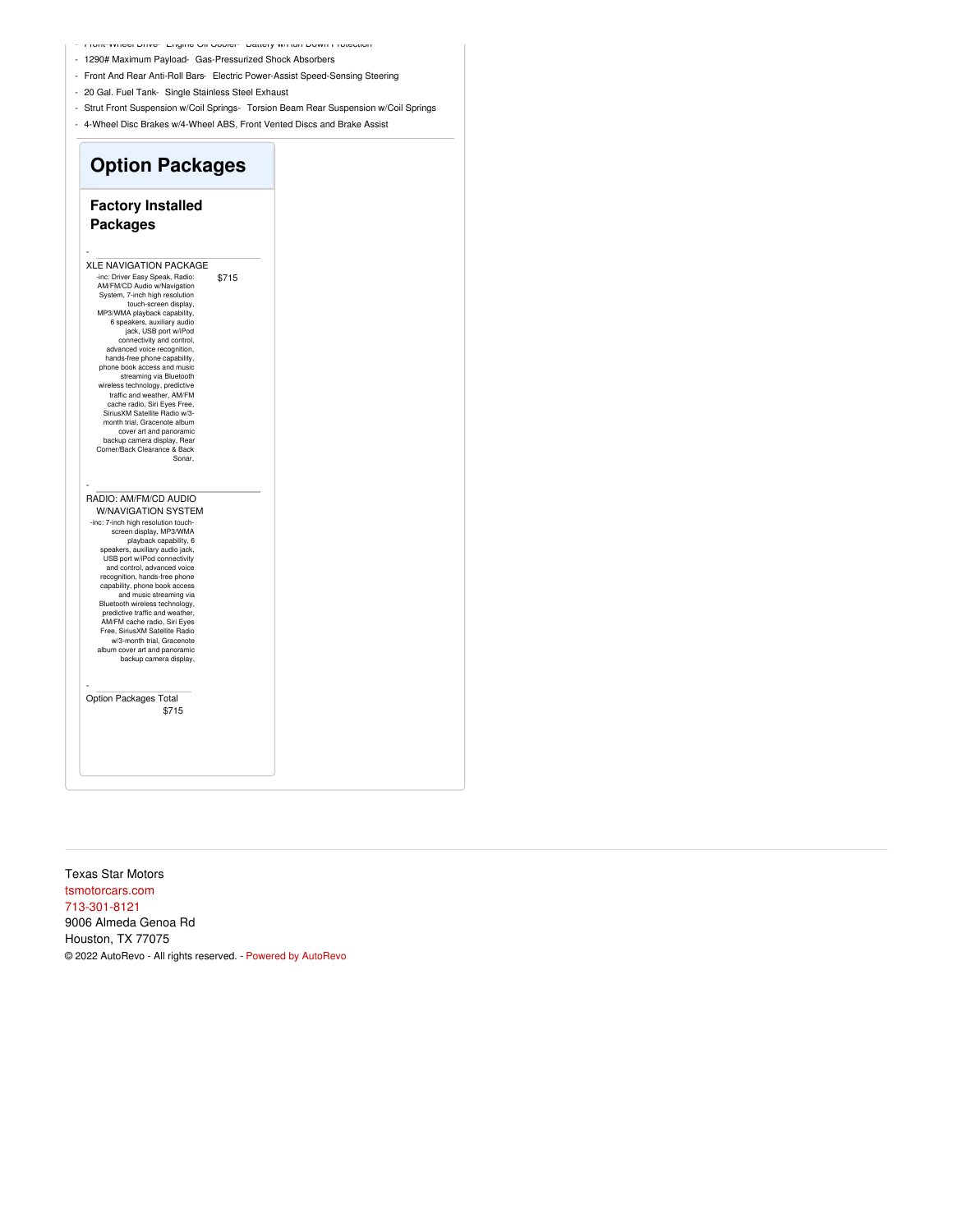- Front-Wheel Drive- Engine Oil Cooler- Battery w/Run Down Protection
- 1290# Maximum Payload- Gas-Pressurized Shock Absorbers
- Front And Rear Anti-Roll Bars- Electric Power-Assist Speed-Sensing Steering
- 20 Gal. Fuel Tank- Single Stainless Steel Exhaust
- Strut Front Suspension w/Coil Springs- Torsion Beam Rear Suspension w/Coil Springs
- 4-Wheel Disc Brakes w/4-Wheel ABS, Front Vented Discs and Brake Assist

# Option Packages

## Factory Installed Packages

-

XLE NAVIGATION PACKAGE

-inc: Driver Easy Speak, Radio: AM/FM/CD Audio w/Navigation System, 7-inch high resolution touch-screen display, MP3/WMA playback capability, 6 speakers, auxiliary audio jack, USB port w/iPod connectivity and control, advanced voice recognition, hands-free phone capability, phone book access and music streaming via Bluetooth wireless technology, predictive traffic and weather, AM/FM cache radio, Siri Eyes Free, SiriusXM Satellite Radio w/3-month trial, Gracenote album cover art and panoramic backup camera display, Rear Corner/Back Clearance & Back Sonar, — $715

-

RADIO: AM/FM/CD AUDIO W/NAVIGATION SYSTEM

-inc: 7-inch high resolution touch-screen display, MP3/WMA playback capability, 6 speakers, auxiliary audio jack, USB port w/iPod connectivity and control, advanced voice recognition, hands-free phone capability, phone book access and music streaming via Bluetooth wireless technology, predictive traffic and weather, AM/FM cache radio, Siri Eyes Free, SiriusXM Satellite Radio w/3-month trial, Gracenote album cover art and panoramic backup camera display,

-

Option Packages Total

$715

Texas Star Motors
tsmotorcars.com
713-301-8121
9006 Almeda Genoa Rd
Houston, TX 77075
© 2022 AutoRevo - All rights reserved. - Powered by AutoRevo